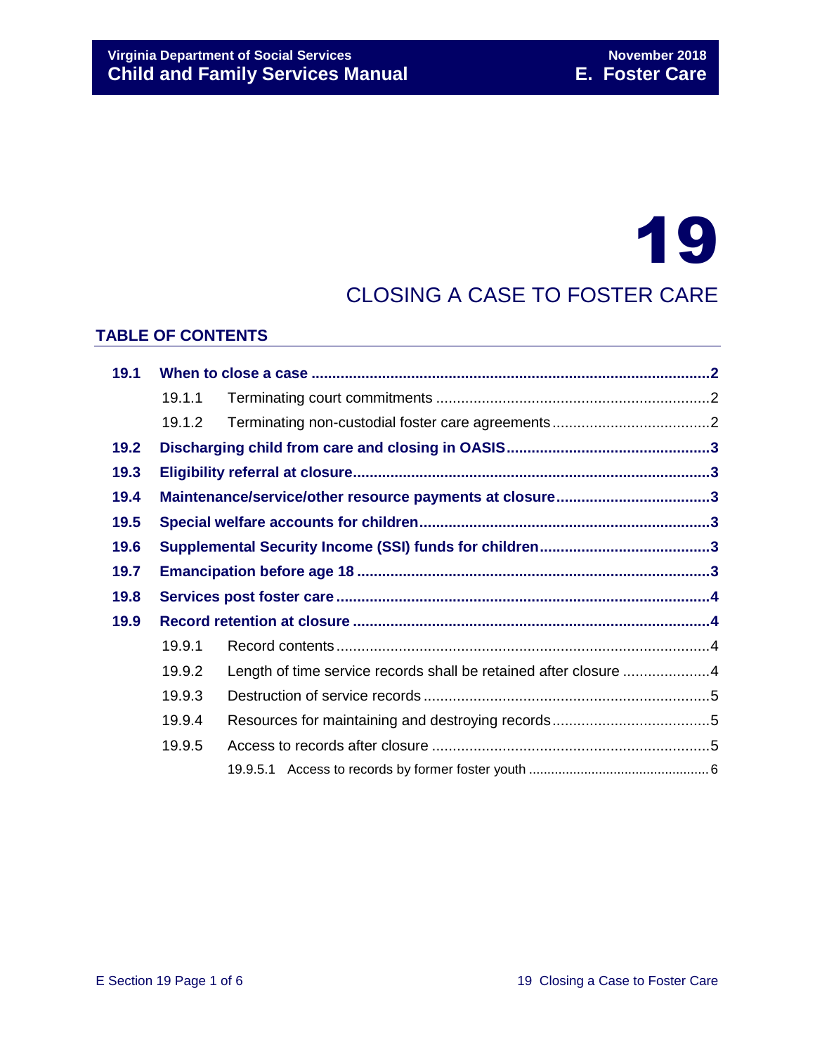# 19

# CLOSING A CASE TO FOSTER CARE

## TABLE OF CONTENTS

**19.1 When to close a case .......... 2**

- 19.1.1 Terminating court commitments .......... 2
- 19.1.2 Terminating non-custodial foster care agreements .......... 2

**19.2 Discharging child from care and closing in OASIS .......... 3**

**19.3 Eligibility referral at closure .......... 3**

**19.4 Maintenance/service/other resource payments at closure .......... 3**

**19.5 Special welfare accounts for children .......... 3**

**19.6 Supplemental Security Income (SSI) funds for children .......... 3**

**19.7 Emancipation before age 18 .......... 3**

**19.8 Services post foster care .......... 4**

**19.9 Record retention at closure .......... 4**

- 19.9.1 Record contents .......... 4
- 19.9.2 Length of time service records shall be retained after closure .......... 4
- 19.9.3 Destruction of service records .......... 5
- 19.9.4 Resources for maintaining and destroying records .......... 5
- 19.9.5 Access to records after closure .......... 5
  - 19.9.5.1 Access to records by former foster youth .......... 6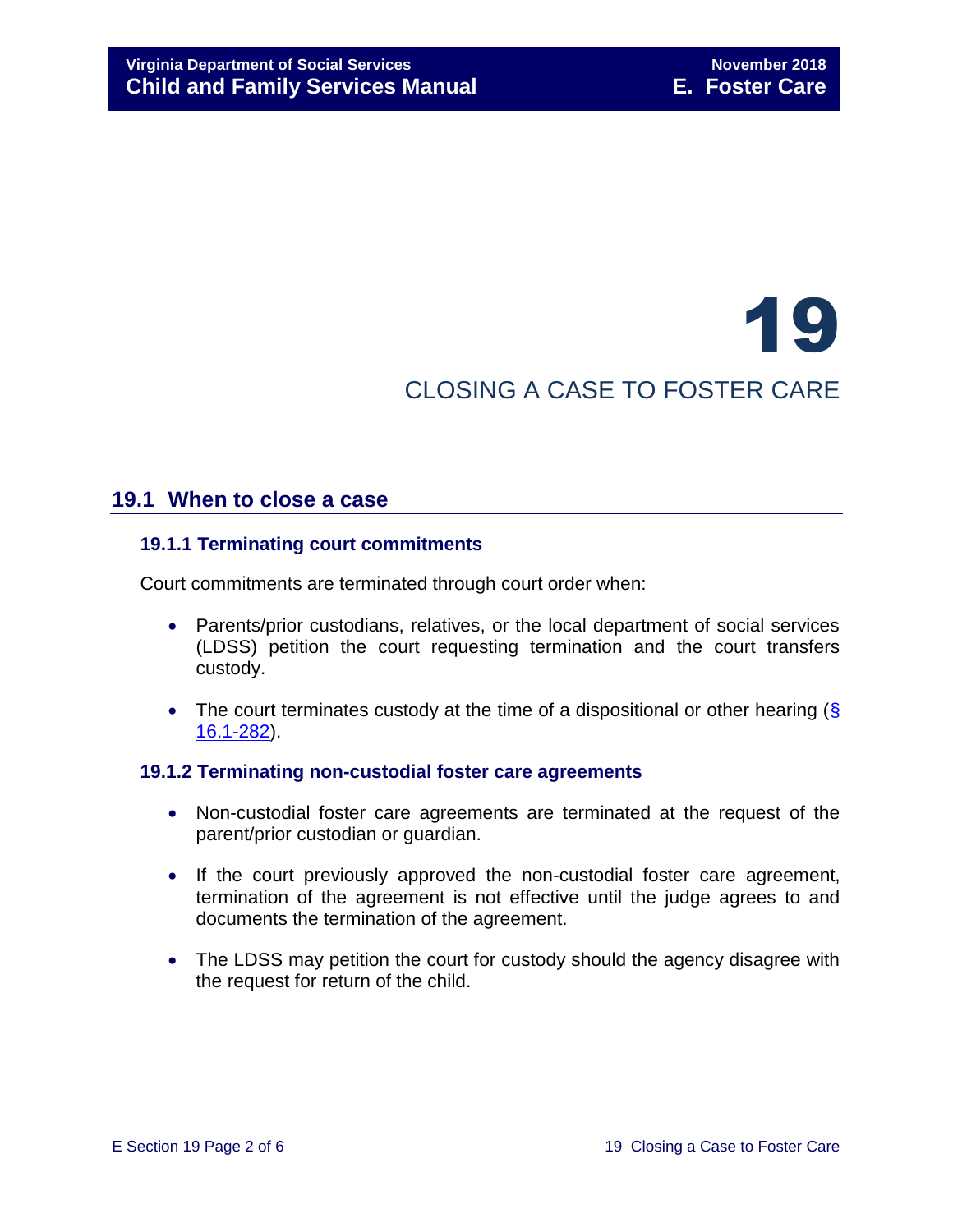# 19

# CLOSING A CASE TO FOSTER CARE

## 19.1 When to close a case

### 19.1.1 Terminating court commitments

Court commitments are terminated through court order when:

- Parents/prior custodians, relatives, or the local department of social services (LDSS) petition the court requesting termination and the court transfers custody.
- The court terminates custody at the time of a dispositional or other hearing (§ 16.1-282).

### 19.1.2 Terminating non-custodial foster care agreements

- Non-custodial foster care agreements are terminated at the request of the parent/prior custodian or guardian.
- If the court previously approved the non-custodial foster care agreement, termination of the agreement is not effective until the judge agrees to and documents the termination of the agreement.
- The LDSS may petition the court for custody should the agency disagree with the request for return of the child.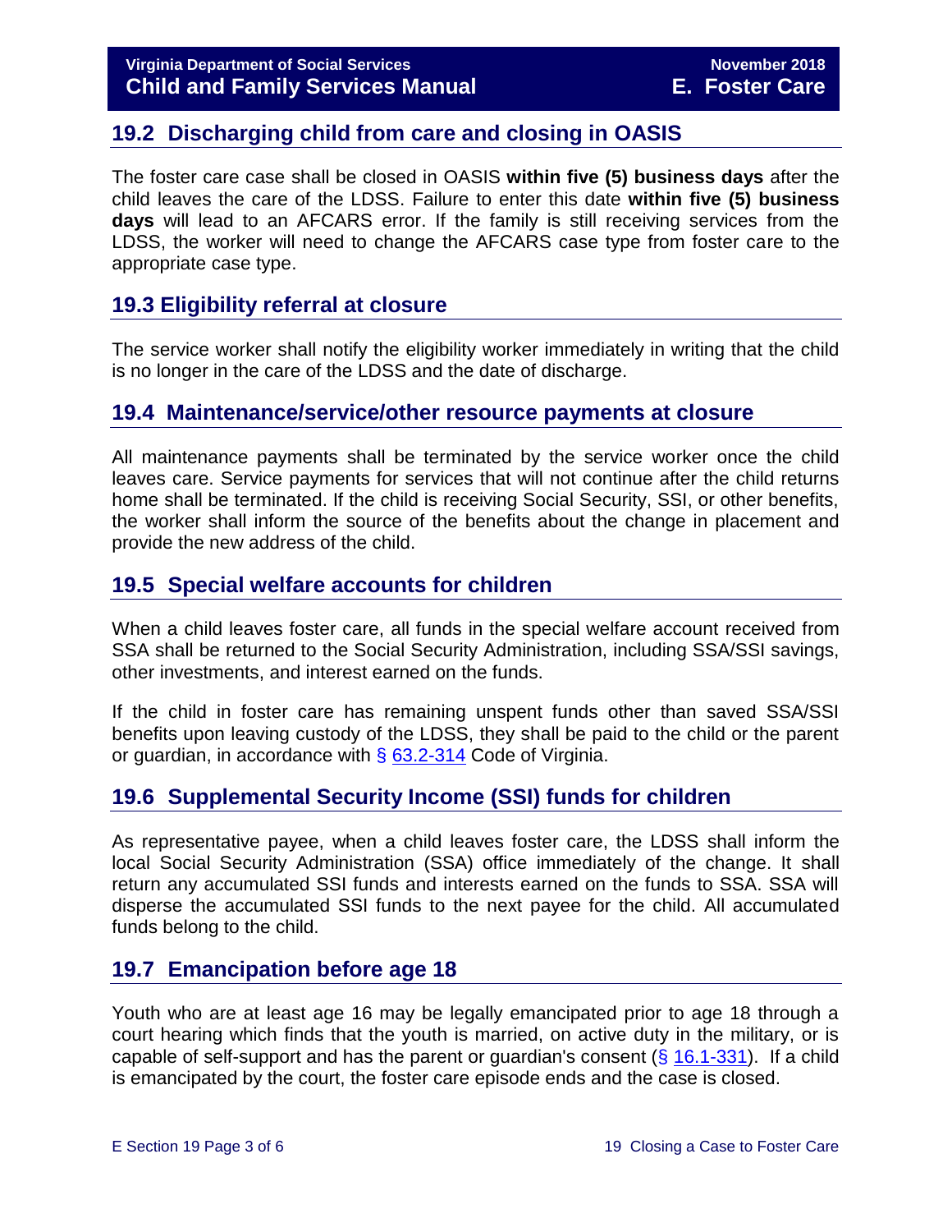## 19.2 Discharging child from care and closing in OASIS

The foster care case shall be closed in OASIS **within five (5) business days** after the child leaves the care of the LDSS. Failure to enter this date **within five (5) business days** will lead to an AFCARS error. If the family is still receiving services from the LDSS, the worker will need to change the AFCARS case type from foster care to the appropriate case type.

## 19.3 Eligibility referral at closure

The service worker shall notify the eligibility worker immediately in writing that the child is no longer in the care of the LDSS and the date of discharge.

## 19.4 Maintenance/service/other resource payments at closure

All maintenance payments shall be terminated by the service worker once the child leaves care. Service payments for services that will not continue after the child returns home shall be terminated. If the child is receiving Social Security, SSI, or other benefits, the worker shall inform the source of the benefits about the change in placement and provide the new address of the child.

## 19.5 Special welfare accounts for children

When a child leaves foster care, all funds in the special welfare account received from SSA shall be returned to the Social Security Administration, including SSA/SSI savings, other investments, and interest earned on the funds.

If the child in foster care has remaining unspent funds other than saved SSA/SSI benefits upon leaving custody of the LDSS, they shall be paid to the child or the parent or guardian, in accordance with § 63.2-314 Code of Virginia.

## 19.6 Supplemental Security Income (SSI) funds for children

As representative payee, when a child leaves foster care, the LDSS shall inform the local Social Security Administration (SSA) office immediately of the change. It shall return any accumulated SSI funds and interests earned on the funds to SSA. SSA will disperse the accumulated SSI funds to the next payee for the child. All accumulated funds belong to the child.

## 19.7 Emancipation before age 18

Youth who are at least age 16 may be legally emancipated prior to age 18 through a court hearing which finds that the youth is married, on active duty in the military, or is capable of self-support and has the parent or guardian's consent (§ 16.1-331). If a child is emancipated by the court, the foster care episode ends and the case is closed.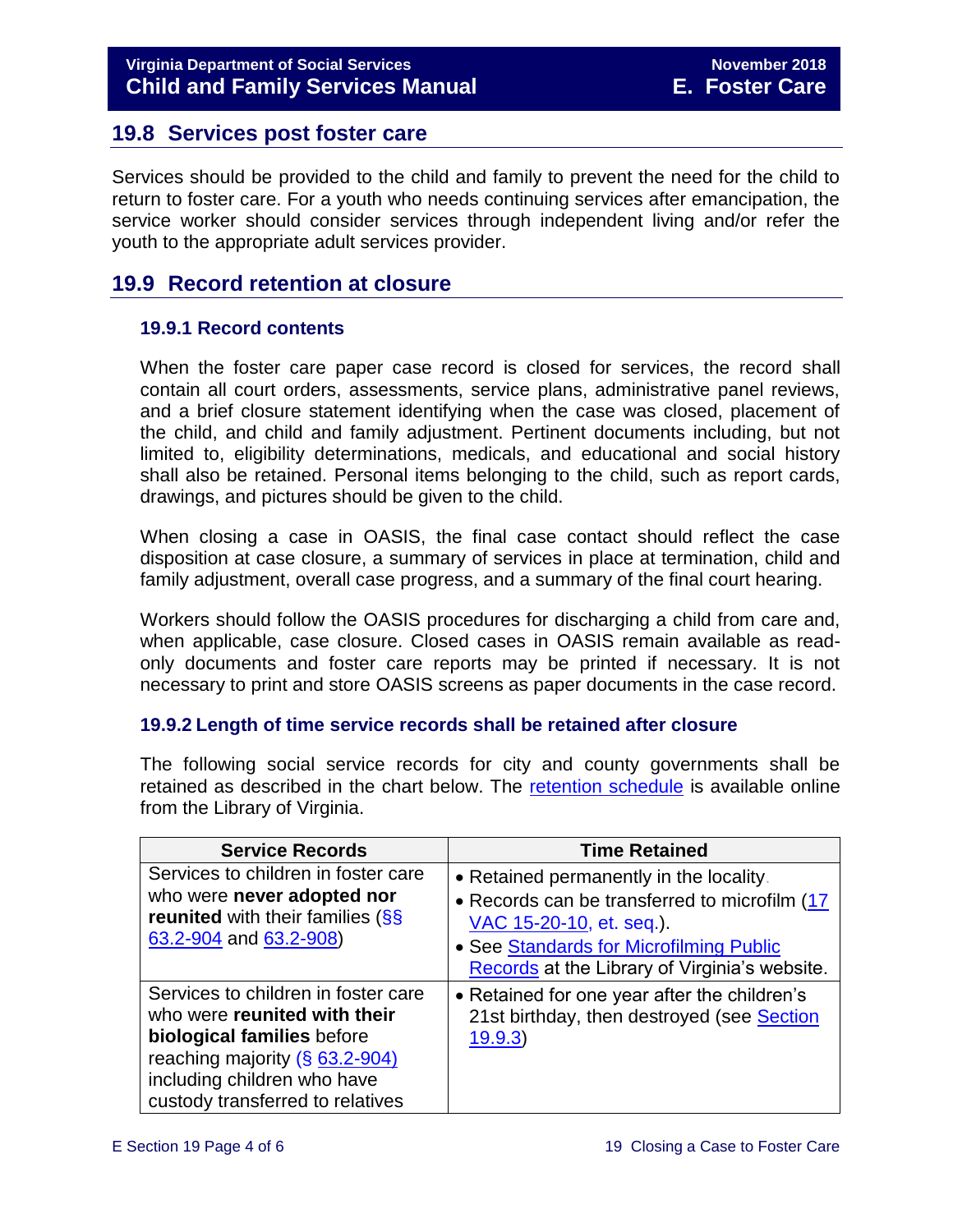## 19.8 Services post foster care

Services should be provided to the child and family to prevent the need for the child to return to foster care. For a youth who needs continuing services after emancipation, the service worker should consider services through independent living and/or refer the youth to the appropriate adult services provider.

## 19.9 Record retention at closure

### 19.9.1 Record contents

When the foster care paper case record is closed for services, the record shall contain all court orders, assessments, service plans, administrative panel reviews, and a brief closure statement identifying when the case was closed, placement of the child, and child and family adjustment. Pertinent documents including, but not limited to, eligibility determinations, medicals, and educational and social history shall also be retained. Personal items belonging to the child, such as report cards, drawings, and pictures should be given to the child.

When closing a case in OASIS, the final case contact should reflect the case disposition at case closure, a summary of services in place at termination, child and family adjustment, overall case progress, and a summary of the final court hearing.

Workers should follow the OASIS procedures for discharging a child from care and, when applicable, case closure. Closed cases in OASIS remain available as read-only documents and foster care reports may be printed if necessary. It is not necessary to print and store OASIS screens as paper documents in the case record.

### 19.9.2 Length of time service records shall be retained after closure

The following social service records for city and county governments shall be retained as described in the chart below. The retention schedule is available online from the Library of Virginia.

| Service Records | Time Retained |
|---|---|
| Services to children in foster care who were **never adopted nor reunited** with their families (§§ 63.2-904 and 63.2-908) | • Retained permanently in the locality.<br>• Records can be transferred to microfilm (17 VAC 15-20-10, et. seq.).<br>• See Standards for Microfilming Public Records at the Library of Virginia's website. |
| Services to children in foster care who were **reunited with their biological families** before reaching majority (§ 63.2-904) including children who have custody transferred to relatives | • Retained for one year after the children's 21st birthday, then destroyed (see Section 19.9.3) |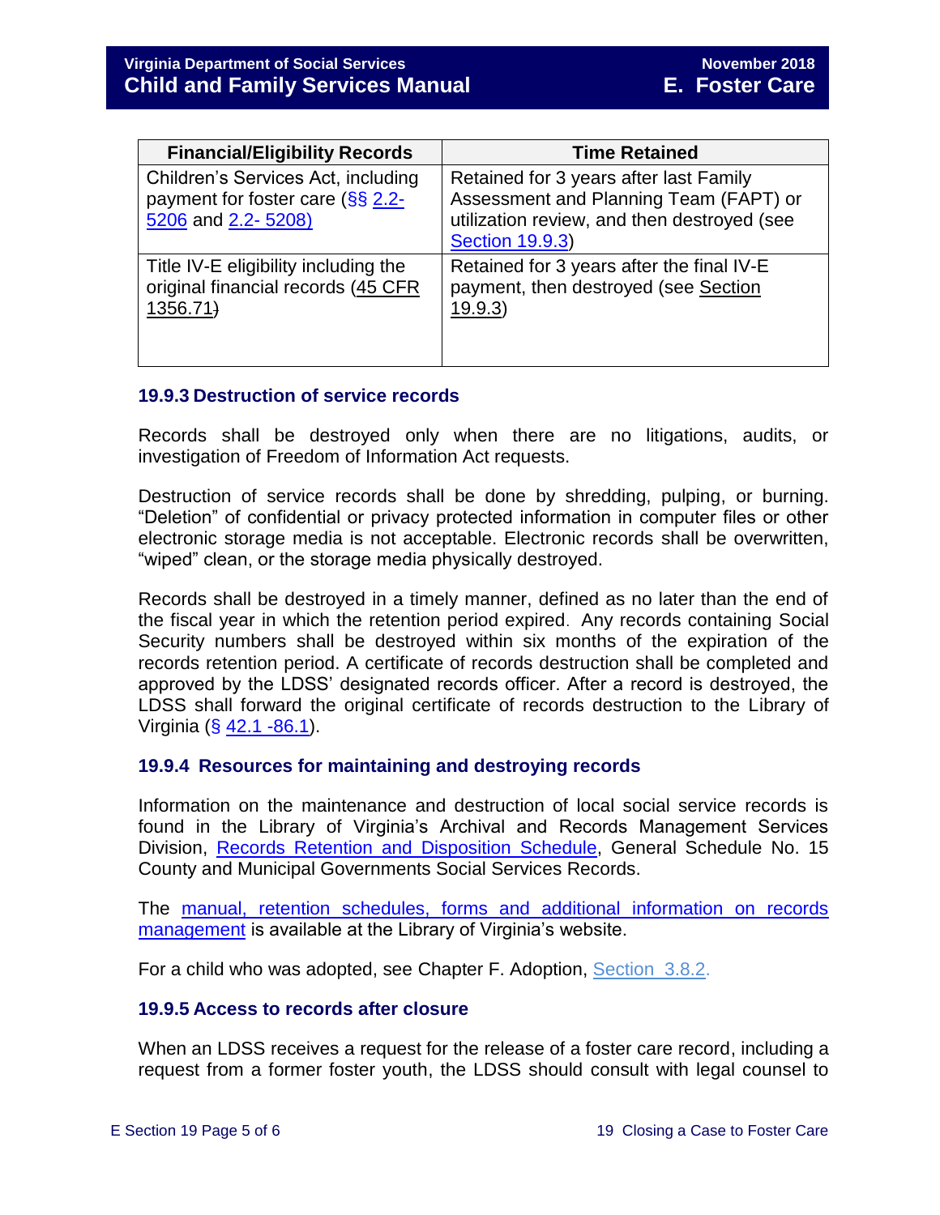| Financial/Eligibility Records | Time Retained |
| --- | --- |
| Children's Services Act, including payment for foster care (§§ 2.2-5206 and 2.2- 5208) | Retained for 3 years after last Family Assessment and Planning Team (FAPT) or utilization review, and then destroyed (see Section 19.9.3) |
| Title IV-E eligibility including the original financial records (45 CFR 1356.71) | Retained for 3 years after the final IV-E payment, then destroyed (see Section 19.9.3) |

### 19.9.3 Destruction of service records

Records shall be destroyed only when there are no litigations, audits, or investigation of Freedom of Information Act requests.

Destruction of service records shall be done by shredding, pulping, or burning. "Deletion" of confidential or privacy protected information in computer files or other electronic storage media is not acceptable. Electronic records shall be overwritten, "wiped" clean, or the storage media physically destroyed.

Records shall be destroyed in a timely manner, defined as no later than the end of the fiscal year in which the retention period expired. Any records containing Social Security numbers shall be destroyed within six months of the expiration of the records retention period. A certificate of records destruction shall be completed and approved by the LDSS' designated records officer. After a record is destroyed, the LDSS shall forward the original certificate of records destruction to the Library of Virginia (§ 42.1 -86.1).

### 19.9.4 Resources for maintaining and destroying records

Information on the maintenance and destruction of local social service records is found in the Library of Virginia's Archival and Records Management Services Division, Records Retention and Disposition Schedule, General Schedule No. 15 County and Municipal Governments Social Services Records.

The manual, retention schedules, forms and additional information on records management is available at the Library of Virginia's website.

For a child who was adopted, see Chapter F. Adoption, Section 3.8.2.

### 19.9.5 Access to records after closure

When an LDSS receives a request for the release of a foster care record, including a request from a former foster youth, the LDSS should consult with legal counsel to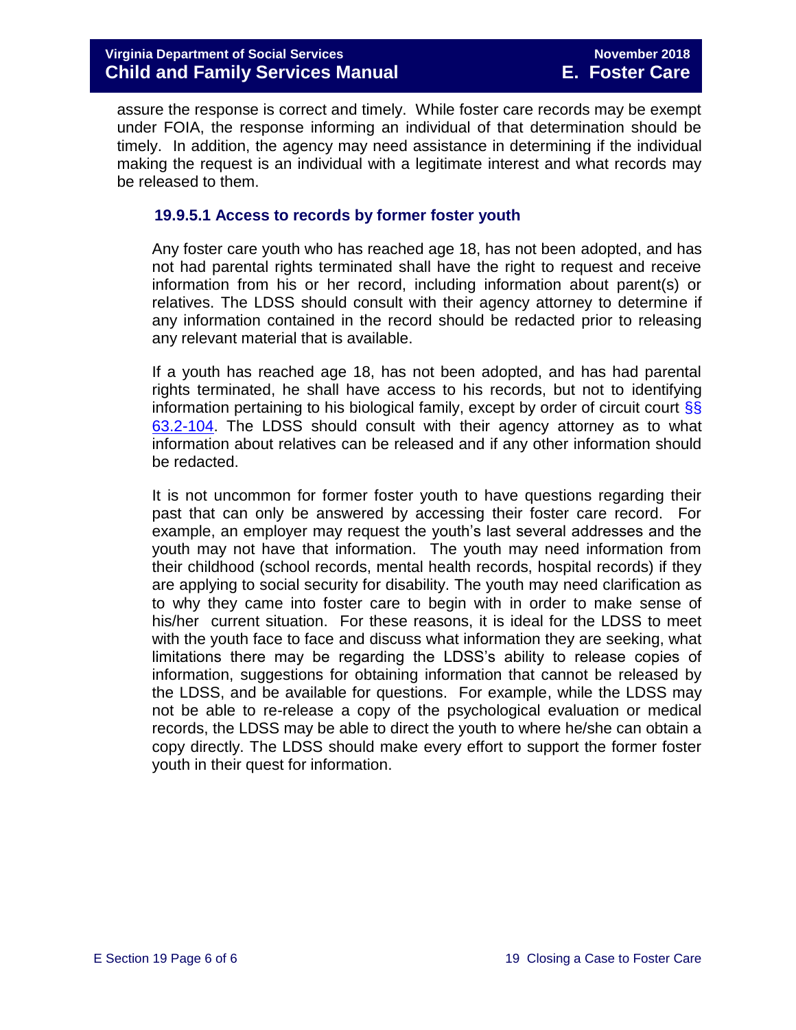assure the response is correct and timely. While foster care records may be exempt under FOIA, the response informing an individual of that determination should be timely. In addition, the agency may need assistance in determining if the individual making the request is an individual with a legitimate interest and what records may be released to them.

### 19.9.5.1 Access to records by former foster youth

Any foster care youth who has reached age 18, has not been adopted, and has not had parental rights terminated shall have the right to request and receive information from his or her record, including information about parent(s) or relatives. The LDSS should consult with their agency attorney to determine if any information contained in the record should be redacted prior to releasing any relevant material that is available.

If a youth has reached age 18, has not been adopted, and has had parental rights terminated, he shall have access to his records, but not to identifying information pertaining to his biological family, except by order of circuit court §§ 63.2-104. The LDSS should consult with their agency attorney as to what information about relatives can be released and if any other information should be redacted.

It is not uncommon for former foster youth to have questions regarding their past that can only be answered by accessing their foster care record. For example, an employer may request the youth's last several addresses and the youth may not have that information. The youth may need information from their childhood (school records, mental health records, hospital records) if they are applying to social security for disability. The youth may need clarification as to why they came into foster care to begin with in order to make sense of his/her current situation. For these reasons, it is ideal for the LDSS to meet with the youth face to face and discuss what information they are seeking, what limitations there may be regarding the LDSS's ability to release copies of information, suggestions for obtaining information that cannot be released by the LDSS, and be available for questions. For example, while the LDSS may not be able to re-release a copy of the psychological evaluation or medical records, the LDSS may be able to direct the youth to where he/she can obtain a copy directly. The LDSS should make every effort to support the former foster youth in their quest for information.